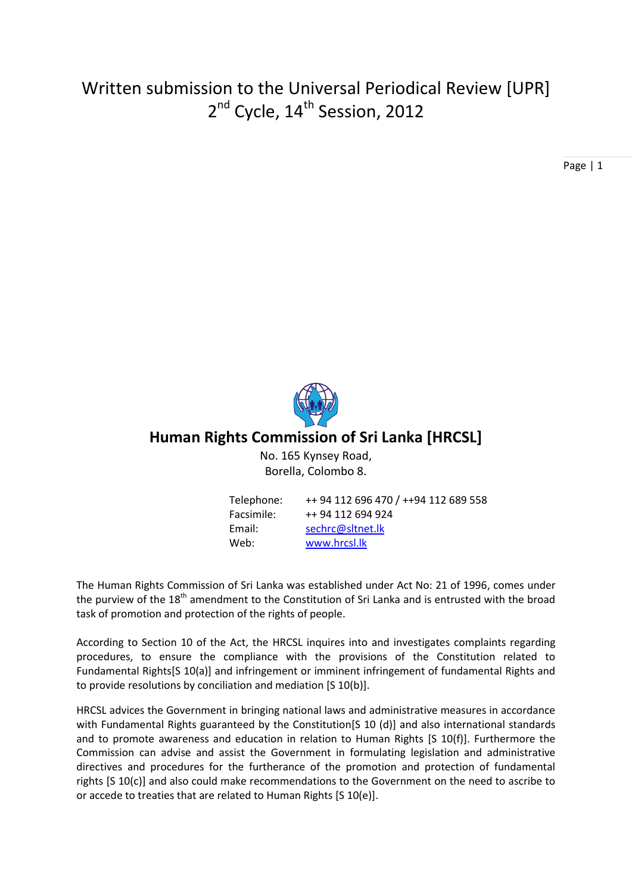# Written submission to the Universal Periodical Review [UPR] 2nd Cycle, 14th Session, 2012

## Human Rights Commission of Sri Lanka [HRCSL]

No. 165 Kynsey Road,
Borella, Colombo 8.

| | |
|---|---|
| Telephone: | ++ 94 112 696 470 / ++94 112 689 558 |
| Facsimile: | ++ 94 112 694 924 |
| Email: | sechrc@sltnet.lk |
| Web: | www.hrcsl.lk |

The Human Rights Commission of Sri Lanka was established under Act No: 21 of 1996, comes under the purview of the 18th amendment to the Constitution of Sri Lanka and is entrusted with the broad task of promotion and protection of the rights of people.

According to Section 10 of the Act, the HRCSL inquires into and investigates complaints regarding procedures, to ensure the compliance with the provisions of the Constitution related to Fundamental Rights[S 10(a)] and infringement or imminent infringement of fundamental Rights and to provide resolutions by conciliation and mediation [S 10(b)].

HRCSL advices the Government in bringing national laws and administrative measures in accordance with Fundamental Rights guaranteed by the Constitution[S 10 (d)] and also international standards and to promote awareness and education in relation to Human Rights [S 10(f)]. Furthermore the Commission can advise and assist the Government in formulating legislation and administrative directives and procedures for the furtherance of the promotion and protection of fundamental rights [S 10(c)] and also could make recommendations to the Government on the need to ascribe to or accede to treaties that are related to Human Rights [S 10(e)].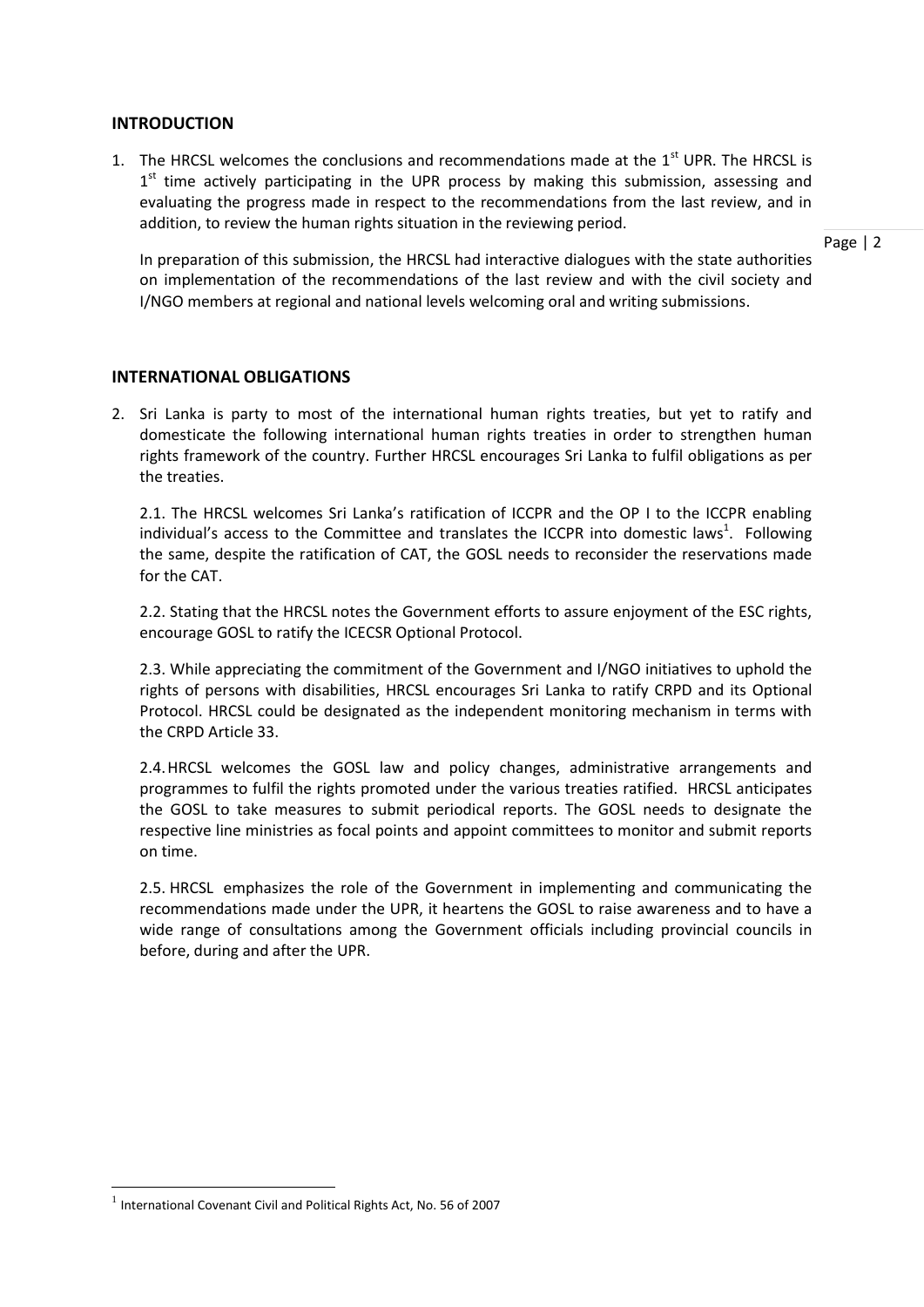## INTRODUCTION

1. The HRCSL welcomes the conclusions and recommendations made at the 1st UPR. The HRCSL is 1st time actively participating in the UPR process by making this submission, assessing and evaluating the progress made in respect to the recommendations from the last review, and in addition, to review the human rights situation in the reviewing period.

   In preparation of this submission, the HRCSL had interactive dialogues with the state authorities on implementation of the recommendations of the last review and with the civil society and I/NGO members at regional and national levels welcoming oral and writing submissions.

## INTERNATIONAL OBLIGATIONS

2. Sri Lanka is party to most of the international human rights treaties, but yet to ratify and domesticate the following international human rights treaties in order to strengthen human rights framework of the country. Further HRCSL encourages Sri Lanka to fulfil obligations as per the treaties.

   2.1. The HRCSL welcomes Sri Lanka's ratification of ICCPR and the OP I to the ICCPR enabling individual's access to the Committee and translates the ICCPR into domestic laws[1]. Following the same, despite the ratification of CAT, the GOSL needs to reconsider the reservations made for the CAT.

   2.2. Stating that the HRCSL notes the Government efforts to assure enjoyment of the ESC rights, encourage GOSL to ratify the ICECSR Optional Protocol.

   2.3. While appreciating the commitment of the Government and I/NGO initiatives to uphold the rights of persons with disabilities, HRCSL encourages Sri Lanka to ratify CRPD and its Optional Protocol. HRCSL could be designated as the independent monitoring mechanism in terms with the CRPD Article 33.

   2.4. HRCSL welcomes the GOSL law and policy changes, administrative arrangements and programmes to fulfil the rights promoted under the various treaties ratified. HRCSL anticipates the GOSL to take measures to submit periodical reports. The GOSL needs to designate the respective line ministries as focal points and appoint committees to monitor and submit reports on time.

   2.5. HRCSL emphasizes the role of the Government in implementing and communicating the recommendations made under the UPR, it heartens the GOSL to raise awareness and to have a wide range of consultations among the Government officials including provincial councils in before, during and after the UPR.

---

[1] International Covenant Civil and Political Rights Act, No. 56 of 2007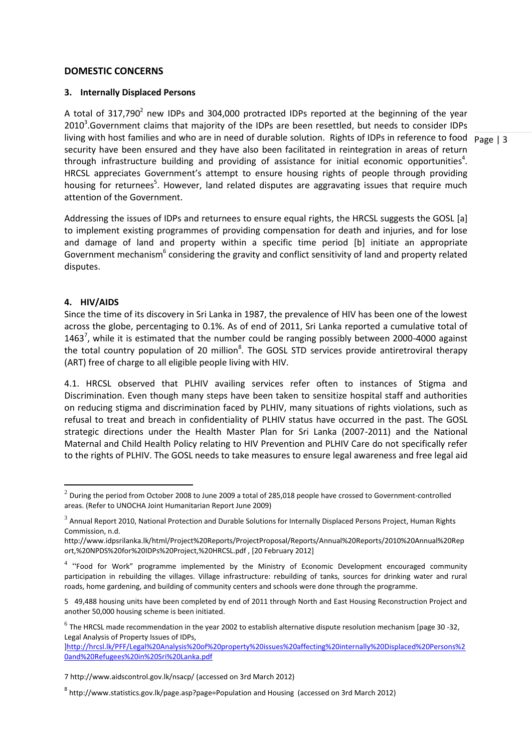## DOMESTIC CONCERNS

### 3. Internally Displaced Persons

A total of 317,790[2] new IDPs and 304,000 protracted IDPs reported at the beginning of the year 2010[3].Government claims that majority of the IDPs are been resettled, but needs to consider IDPs living with host families and who are in need of durable solution. Rights of IDPs in reference to food security have been ensured and they have also been facilitated in reintegration in areas of return through infrastructure building and providing of assistance for initial economic opportunities[4]. HRCSL appreciates Government's attempt to ensure housing rights of people through providing housing for returnees[5]. However, land related disputes are aggravating issues that require much attention of the Government.

Addressing the issues of IDPs and returnees to ensure equal rights, the HRCSL suggests the GOSL [a] to implement existing programmes of providing compensation for death and injuries, and for lose and damage of land and property within a specific time period [b] initiate an appropriate Government mechanism[6] considering the gravity and conflict sensitivity of land and property related disputes.

### 4. HIV/AIDS

Since the time of its discovery in Sri Lanka in 1987, the prevalence of HIV has been one of the lowest across the globe, percentaging to 0.1%. As of end of 2011, Sri Lanka reported a cumulative total of 1463[7], while it is estimated that the number could be ranging possibly between 2000-4000 against the total country population of 20 million[8]. The GOSL STD services provide antiretroviral therapy (ART) free of charge to all eligible people living with HIV.

4.1. HRCSL observed that PLHIV availing services refer often to instances of Stigma and Discrimination. Even though many steps have been taken to sensitize hospital staff and authorities on reducing stigma and discrimination faced by PLHIV, many situations of rights violations, such as refusal to treat and breach in confidentiality of PLHIV status have occurred in the past. The GOSL strategic directions under the Health Master Plan for Sri Lanka (2007-2011) and the National Maternal and Child Health Policy relating to HIV Prevention and PLHIV Care do not specifically refer to the rights of PLHIV. The GOSL needs to take measures to ensure legal awareness and free legal aid

---

[2] During the period from October 2008 to June 2009 a total of 285,018 people have crossed to Government-controlled areas. (Refer to UNOCHA Joint Humanitarian Report June 2009)

[3] Annual Report 2010, National Protection and Durable Solutions for Internally Displaced Persons Project, Human Rights Commission, n.d. http://www.idpsrilanka.lk/html/Project%20Reports/ProjectProposal/Reports/Annual%20Reports/2010%20Annual%20Report,%20NPDS%20for%20IDPs%20Project,%20HRCSL.pdf , [20 February 2012]

[4] "Food for Work" programme implemented by the Ministry of Economic Development encouraged community participation in rebuilding the villages. Village infrastructure: rebuilding of tanks, sources for drinking water and rural roads, home gardening, and building of community centers and schools were done through the programme.

[5] 49,488 housing units have been completed by end of 2011 through North and East Housing Reconstruction Project and another 50,000 housing scheme is been initiated.

[6] The HRCSL made recommendation in the year 2002 to establish alternative dispute resolution mechanism [page 30 -32, Legal Analysis of Property Issues of IDPs, ]http://hrcsl.lk/PFF/Legal%20Analysis%20of%20property%20issues%20affecting%20internally%20Displaced%20Persons%20and%20Refugees%20in%20Sri%20Lanka.pdf

[7] http://www.aidscontrol.gov.lk/nsacp/ (accessed on 3rd March 2012)

[8] http://www.statistics.gov.lk/page.asp?page=Population and Housing (accessed on 3rd March 2012)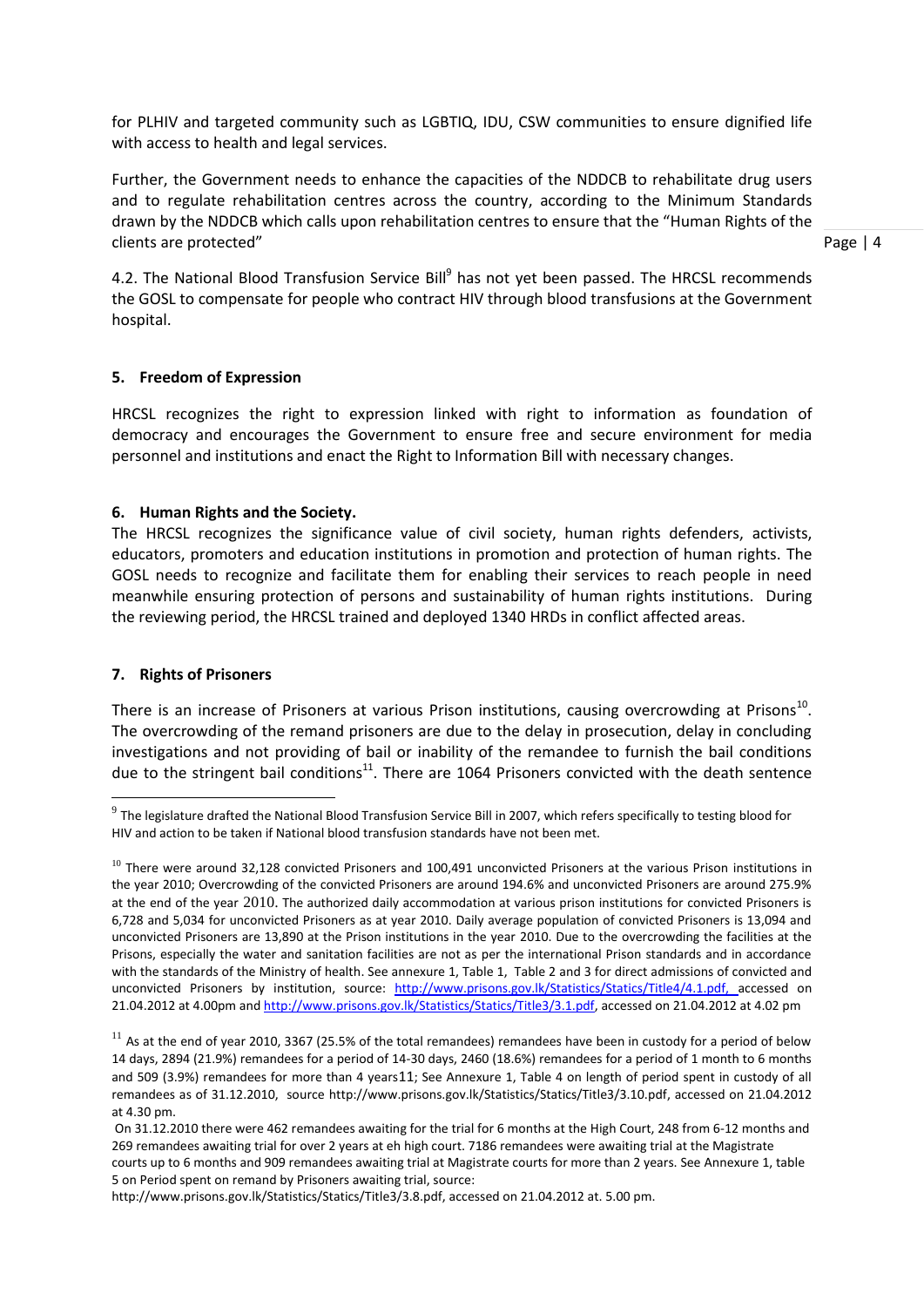for PLHIV and targeted community such as LGBTIQ, IDU, CSW communities to ensure dignified life with access to health and legal services.

Further, the Government needs to enhance the capacities of the NDDCB to rehabilitate drug users and to regulate rehabilitation centres across the country, according to the Minimum Standards drawn by the NDDCB which calls upon rehabilitation centres to ensure that the "Human Rights of the clients are protected"

4.2. The National Blood Transfusion Service Bill[9] has not yet been passed. The HRCSL recommends the GOSL to compensate for people who contract HIV through blood transfusions at the Government hospital.

## 5. Freedom of Expression

HRCSL recognizes the right to expression linked with right to information as foundation of democracy and encourages the Government to ensure free and secure environment for media personnel and institutions and enact the Right to Information Bill with necessary changes.

## 6. Human Rights and the Society.

The HRCSL recognizes the significance value of civil society, human rights defenders, activists, educators, promoters and education institutions in promotion and protection of human rights. The GOSL needs to recognize and facilitate them for enabling their services to reach people in need meanwhile ensuring protection of persons and sustainability of human rights institutions. During the reviewing period, the HRCSL trained and deployed 1340 HRDs in conflict affected areas.

## 7. Rights of Prisoners

There is an increase of Prisoners at various Prison institutions, causing overcrowding at Prisons[10]. The overcrowding of the remand prisoners are due to the delay in prosecution, delay in concluding investigations and not providing of bail or inability of the remandee to furnish the bail conditions due to the stringent bail conditions[11]. There are 1064 Prisoners convicted with the death sentence

---

[9] The legislature drafted the National Blood Transfusion Service Bill in 2007, which refers specifically to testing blood for HIV and action to be taken if National blood transfusion standards have not been met.

[10] There were around 32,128 convicted Prisoners and 100,491 unconvicted Prisoners at the various Prison institutions in the year 2010; Overcrowding of the convicted Prisoners are around 194.6% and unconvicted Prisoners are around 275.9% at the end of the year 2010. The authorized daily accommodation at various prison institutions for convicted Prisoners is 6,728 and 5,034 for unconvicted Prisoners as at year 2010. Daily average population of convicted Prisoners is 13,094 and unconvicted Prisoners are 13,890 at the Prison institutions in the year 2010. Due to the overcrowding the facilities at the Prisons, especially the water and sanitation facilities are not as per the international Prison standards and in accordance with the standards of the Ministry of health. See annexure 1, Table 1, Table 2 and 3 for direct admissions of convicted and unconvicted Prisoners by institution, source: http://www.prisons.gov.lk/Statistics/Statics/Title4/4.1.pdf, accessed on 21.04.2012 at 4.00pm and http://www.prisons.gov.lk/Statistics/Statics/Title3/3.1.pdf, accessed on 21.04.2012 at 4.02 pm

[11] As at the end of year 2010, 3367 (25.5% of the total remandees) remandees have been in custody for a period of below 14 days, 2894 (21.9%) remandees for a period of 14-30 days, 2460 (18.6%) remandees for a period of 1 month to 6 months and 509 (3.9%) remandees for more than 4 years11; See Annexure 1, Table 4 on length of period spent in custody of all remandees as of 31.12.2010, source http://www.prisons.gov.lk/Statistics/Statics/Title3/3.10.pdf, accessed on 21.04.2012 at 4.30 pm.

On 31.12.2010 there were 462 remandees awaiting for the trial for 6 months at the High Court, 248 from 6-12 months and 269 remandees awaiting trial for over 2 years at eh high court. 7186 remandees were awaiting trial at the Magistrate courts up to 6 months and 909 remandees awaiting trial at Magistrate courts for more than 2 years. See Annexure 1, table 5 on Period spent on remand by Prisoners awaiting trial, source: http://www.prisons.gov.lk/Statistics/Statics/Title3/3.8.pdf, accessed on 21.04.2012 at. 5.00 pm.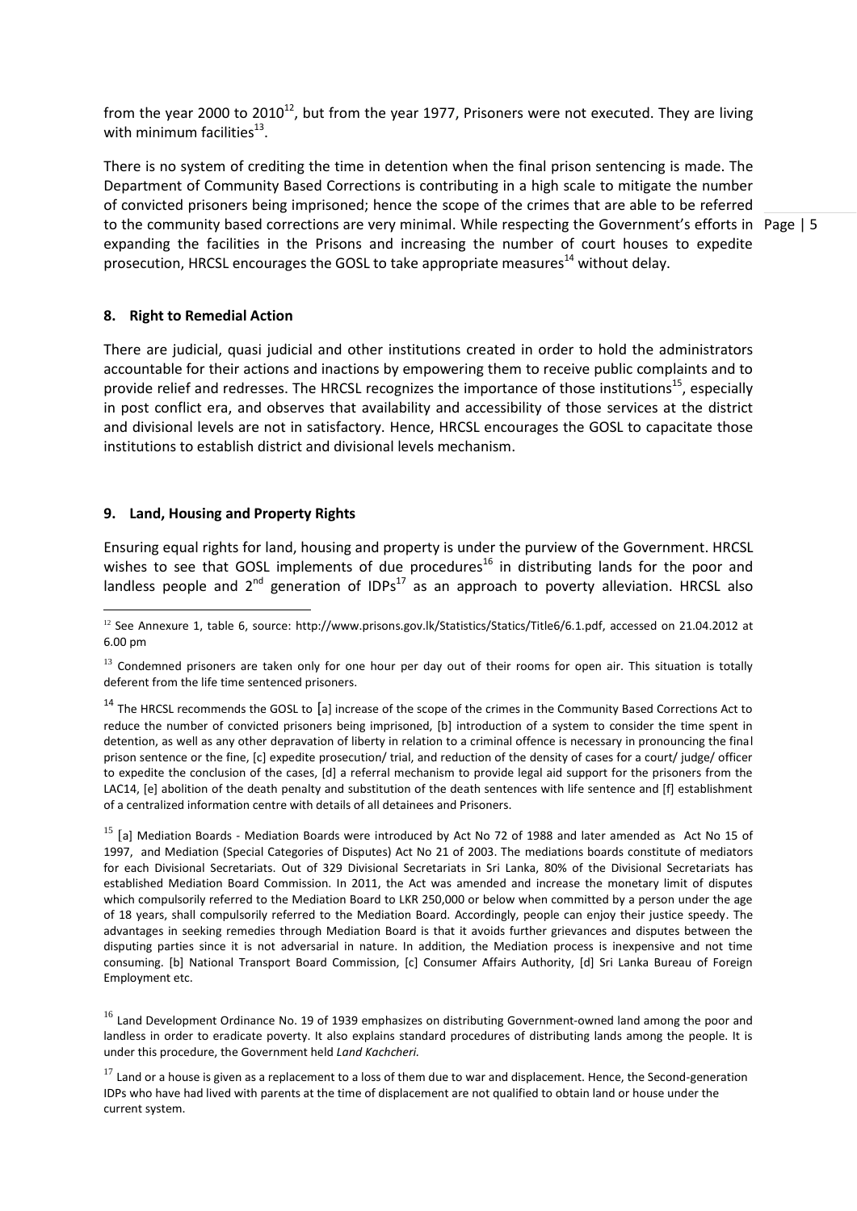from the year 2000 to 2010[12], but from the year 1977, Prisoners were not executed. They are living with minimum facilities[13].

There is no system of crediting the time in detention when the final prison sentencing is made. The Department of Community Based Corrections is contributing in a high scale to mitigate the number of convicted prisoners being imprisoned; hence the scope of the crimes that are able to be referred to the community based corrections are very minimal. While respecting the Government's efforts in expanding the facilities in the Prisons and increasing the number of court houses to expedite prosecution, HRCSL encourages the GOSL to take appropriate measures[14] without delay.

## 8. Right to Remedial Action

There are judicial, quasi judicial and other institutions created in order to hold the administrators accountable for their actions and inactions by empowering them to receive public complaints and to provide relief and redresses. The HRCSL recognizes the importance of those institutions[15], especially in post conflict era, and observes that availability and accessibility of those services at the district and divisional levels are not in satisfactory. Hence, HRCSL encourages the GOSL to capacitate those institutions to establish district and divisional levels mechanism.

## 9. Land, Housing and Property Rights

Ensuring equal rights for land, housing and property is under the purview of the Government. HRCSL wishes to see that GOSL implements of due procedures[16] in distributing lands for the poor and landless people and 2[nd] generation of IDPs[17] as an approach to poverty alleviation. HRCSL also

---

[12] See Annexure 1, table 6, source: http://www.prisons.gov.lk/Statistics/Statics/Title6/6.1.pdf, accessed on 21.04.2012 at 6.00 pm

[13] Condemned prisoners are taken only for one hour per day out of their rooms for open air. This situation is totally deferent from the life time sentenced prisoners.

[14] The HRCSL recommends the GOSL to [a] increase of the scope of the crimes in the Community Based Corrections Act to reduce the number of convicted prisoners being imprisoned, [b] introduction of a system to consider the time spent in detention, as well as any other depravation of liberty in relation to a criminal offence is necessary in pronouncing the final prison sentence or the fine, [c] expedite prosecution/ trial, and reduction of the density of cases for a court/ judge/ officer to expedite the conclusion of the cases, [d] a referral mechanism to provide legal aid support for the prisoners from the LAC14, [e] abolition of the death penalty and substitution of the death sentences with life sentence and [f] establishment of a centralized information centre with details of all detainees and Prisoners.

[15] [a] Mediation Boards - Mediation Boards were introduced by Act No 72 of 1988 and later amended as Act No 15 of 1997, and Mediation (Special Categories of Disputes) Act No 21 of 2003. The mediations boards constitute of mediators for each Divisional Secretariats. Out of 329 Divisional Secretariats in Sri Lanka, 80% of the Divisional Secretariats has established Mediation Board Commission. In 2011, the Act was amended and increase the monetary limit of disputes which compulsorily referred to the Mediation Board to LKR 250,000 or below when committed by a person under the age of 18 years, shall compulsorily referred to the Mediation Board. Accordingly, people can enjoy their justice speedy. The advantages in seeking remedies through Mediation Board is that it avoids further grievances and disputes between the disputing parties since it is not adversarial in nature. In addition, the Mediation process is inexpensive and not time consuming. [b] National Transport Board Commission, [c] Consumer Affairs Authority, [d] Sri Lanka Bureau of Foreign Employment etc.

[16] Land Development Ordinance No. 19 of 1939 emphasizes on distributing Government-owned land among the poor and landless in order to eradicate poverty. It also explains standard procedures of distributing lands among the people. It is under this procedure, the Government held *Land Kachcheri.*

[17] Land or a house is given as a replacement to a loss of them due to war and displacement. Hence, the Second-generation IDPs who have had lived with parents at the time of displacement are not qualified to obtain land or house under the current system.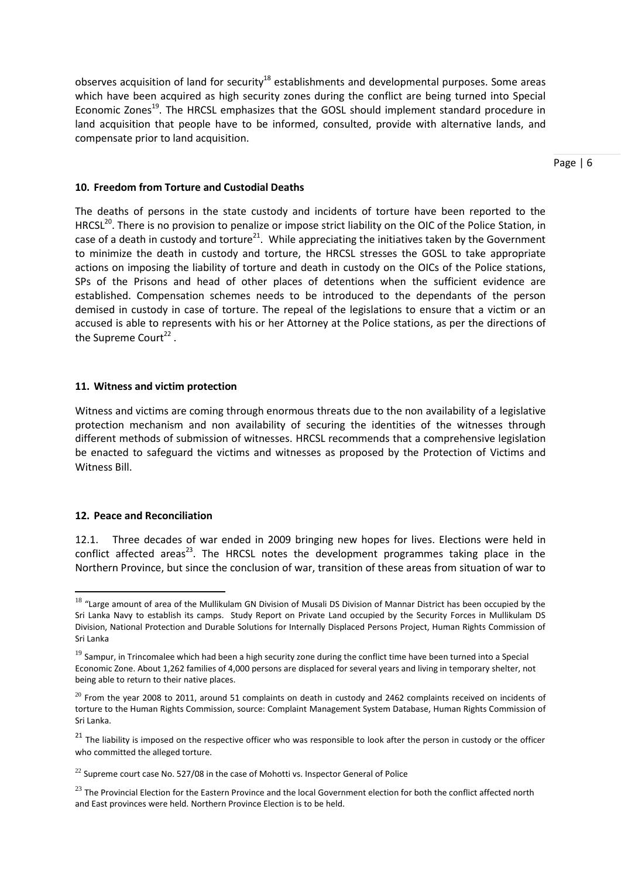observes acquisition of land for security[18] establishments and developmental purposes. Some areas which have been acquired as high security zones during the conflict are being turned into Special Economic Zones[19]. The HRCSL emphasizes that the GOSL should implement standard procedure in land acquisition that people have to be informed, consulted, provide with alternative lands, and compensate prior to land acquisition.

## 10. Freedom from Torture and Custodial Deaths

The deaths of persons in the state custody and incidents of torture have been reported to the HRCSL[20]. There is no provision to penalize or impose strict liability on the OIC of the Police Station, in case of a death in custody and torture[21]. While appreciating the initiatives taken by the Government to minimize the death in custody and torture, the HRCSL stresses the GOSL to take appropriate actions on imposing the liability of torture and death in custody on the OICs of the Police stations, SPs of the Prisons and head of other places of detentions when the sufficient evidence are established. Compensation schemes needs to be introduced to the dependants of the person demised in custody in case of torture. The repeal of the legislations to ensure that a victim or an accused is able to represents with his or her Attorney at the Police stations, as per the directions of the Supreme Court[22] .

## 11. Witness and victim protection

Witness and victims are coming through enormous threats due to the non availability of a legislative protection mechanism and non availability of securing the identities of the witnesses through different methods of submission of witnesses. HRCSL recommends that a comprehensive legislation be enacted to safeguard the victims and witnesses as proposed by the Protection of Victims and Witness Bill.

## 12. Peace and Reconciliation

12.1. Three decades of war ended in 2009 bringing new hopes for lives. Elections were held in conflict affected areas[23]. The HRCSL notes the development programmes taking place in the Northern Province, but since the conclusion of war, transition of these areas from situation of war to

---

[18] "Large amount of area of the Mullikulam GN Division of Musali DS Division of Mannar District has been occupied by the Sri Lanka Navy to establish its camps. Study Report on Private Land occupied by the Security Forces in Mullikulam DS Division, National Protection and Durable Solutions for Internally Displaced Persons Project, Human Rights Commission of Sri Lanka

[19] Sampur, in Trincomalee which had been a high security zone during the conflict time have been turned into a Special Economic Zone. About 1,262 families of 4,000 persons are displaced for several years and living in temporary shelter, not being able to return to their native places.

[20] From the year 2008 to 2011, around 51 complaints on death in custody and 2462 complaints received on incidents of torture to the Human Rights Commission, source: Complaint Management System Database, Human Rights Commission of Sri Lanka.

[21] The liability is imposed on the respective officer who was responsible to look after the person in custody or the officer who committed the alleged torture.

[22] Supreme court case No. 527/08 in the case of Mohotti vs. Inspector General of Police

[23] The Provincial Election for the Eastern Province and the local Government election for both the conflict affected north and East provinces were held. Northern Province Election is to be held.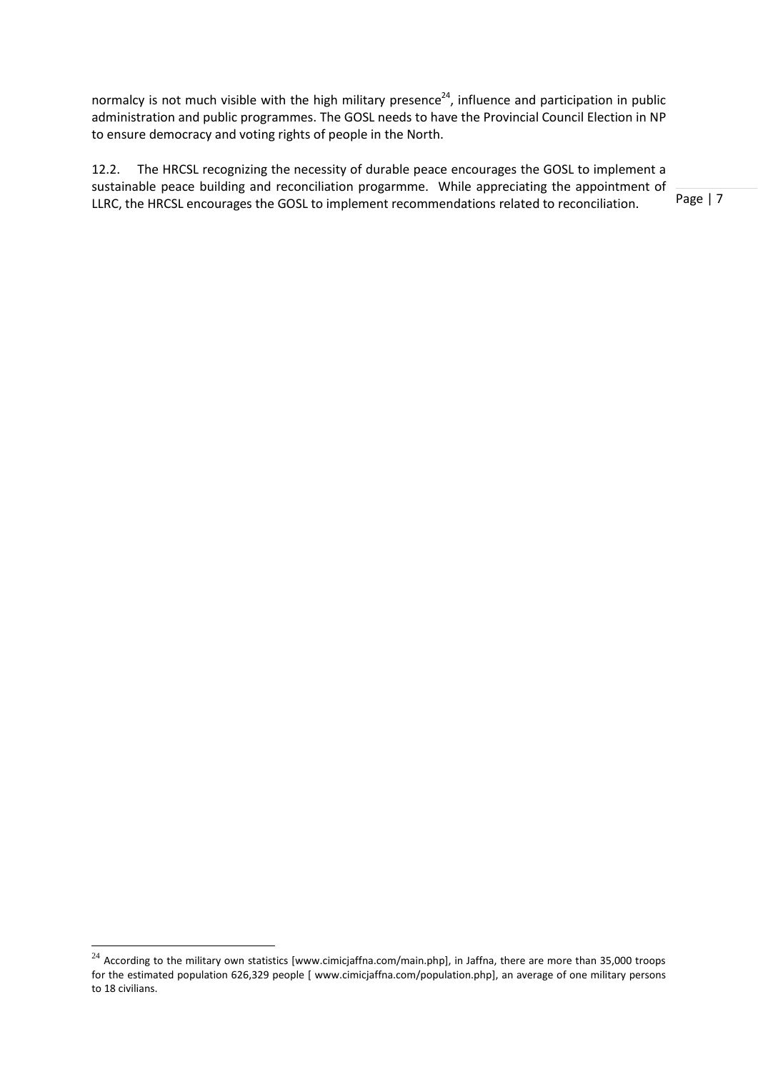normalcy is not much visible with the high military presence[24], influence and participation in public administration and public programmes. The GOSL needs to have the Provincial Council Election in NP to ensure democracy and voting rights of people in the North.

12.2. The HRCSL recognizing the necessity of durable peace encourages the GOSL to implement a sustainable peace building and reconciliation progarmme. While appreciating the appointment of LLRC, the HRCSL encourages the GOSL to implement recommendations related to reconciliation.

---

[24] According to the military own statistics [www.cimicjaffna.com/main.php], in Jaffna, there are more than 35,000 troops for the estimated population 626,329 people [ www.cimicjaffna.com/population.php], an average of one military persons to 18 civilians.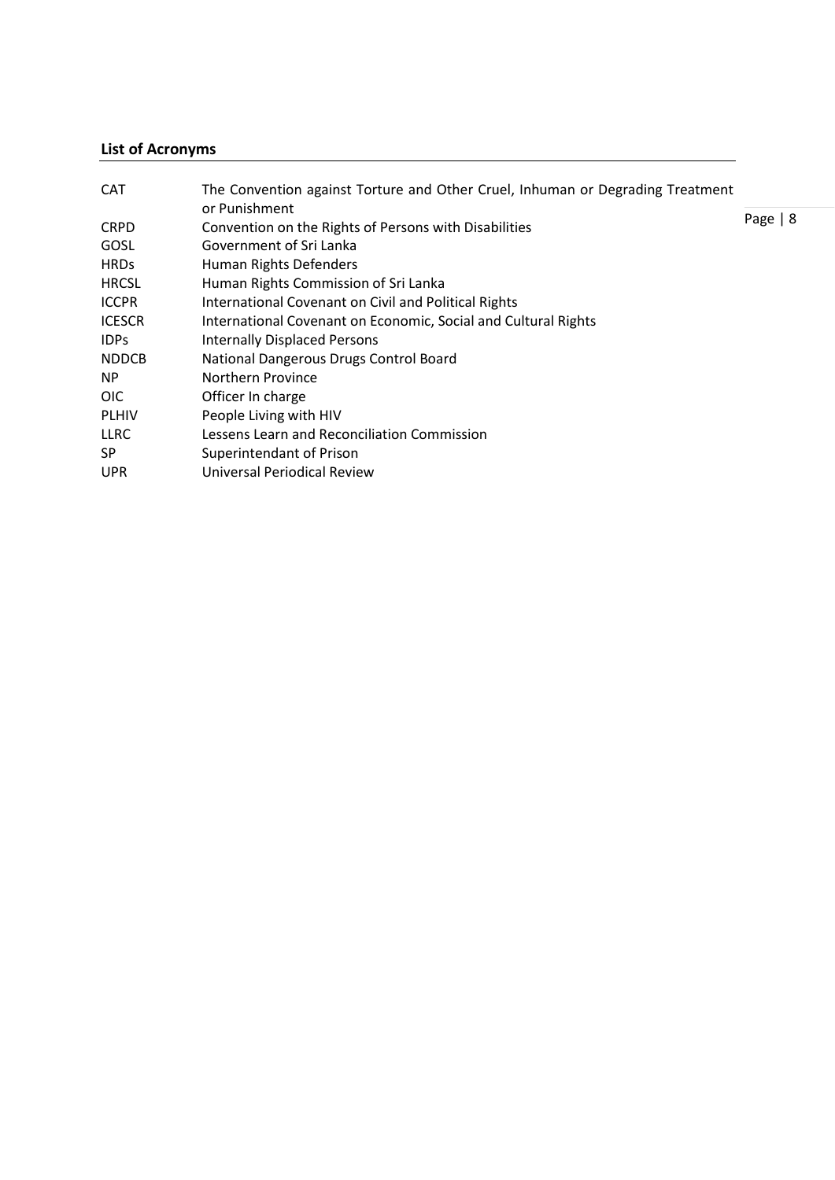## List of Acronyms

| | |
|---|---|
| CAT | The Convention against Torture and Other Cruel, Inhuman or Degrading Treatment or Punishment |
| CRPD | Convention on the Rights of Persons with Disabilities |
| GOSL | Government of Sri Lanka |
| HRDs | Human Rights Defenders |
| HRCSL | Human Rights Commission of Sri Lanka |
| ICCPR | International Covenant on Civil and Political Rights |
| ICESCR | International Covenant on Economic, Social and Cultural Rights |
| IDPs | Internally Displaced Persons |
| NDDCB | National Dangerous Drugs Control Board |
| NP | Northern Province |
| OIC | Officer In charge |
| PLHIV | People Living with HIV |
| LLRC | Lessens Learn and Reconciliation Commission |
| SP | Superintendant of Prison |
| UPR | Universal Periodical Review |